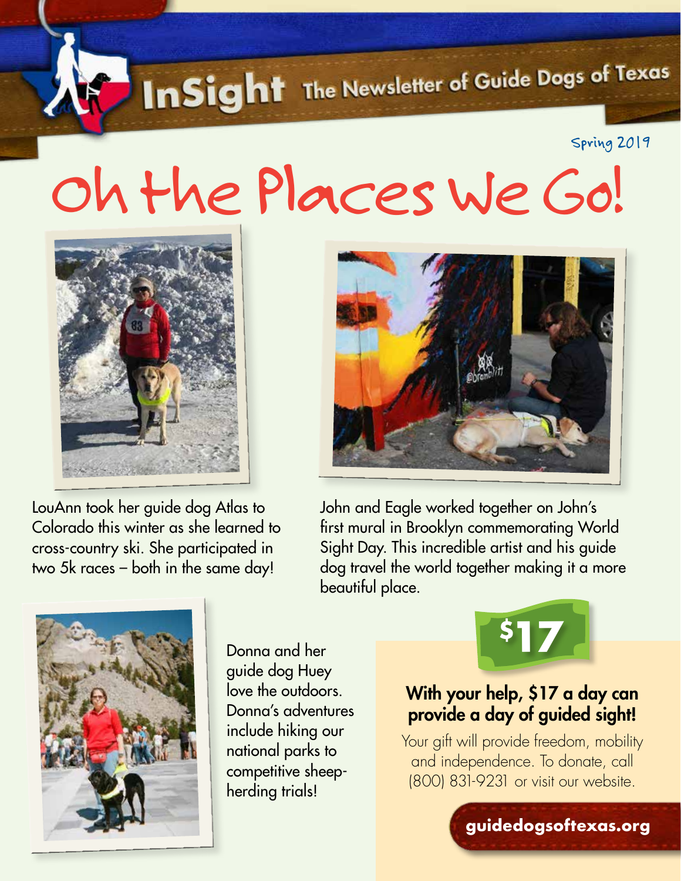# InSight The Newsletter of Guide Dogs of Texas

Spring 2019

# Oh the Places We Go!

LouAnn took her guide dog Atlas to Colorado this winter as she learned to cross-country ski. She participated in two 5k races – both in the same day!

John and Eagle worked together on John's first mural in Brooklyn commemorating World Sight Day. This incredible artist and his guide dog travel the world together making it a more beautiful place.

Donna and her guide dog Huey love the outdoors. Donna's adventures include hiking our national parks to competitive sheep-herding trials!

$17

**With your help, $17 a day can provide a day of guided sight!**

Your gift will provide freedom, mobility and independence. To donate, call (800) 831-9231 or visit our website.

**guidedogsoftexas.org**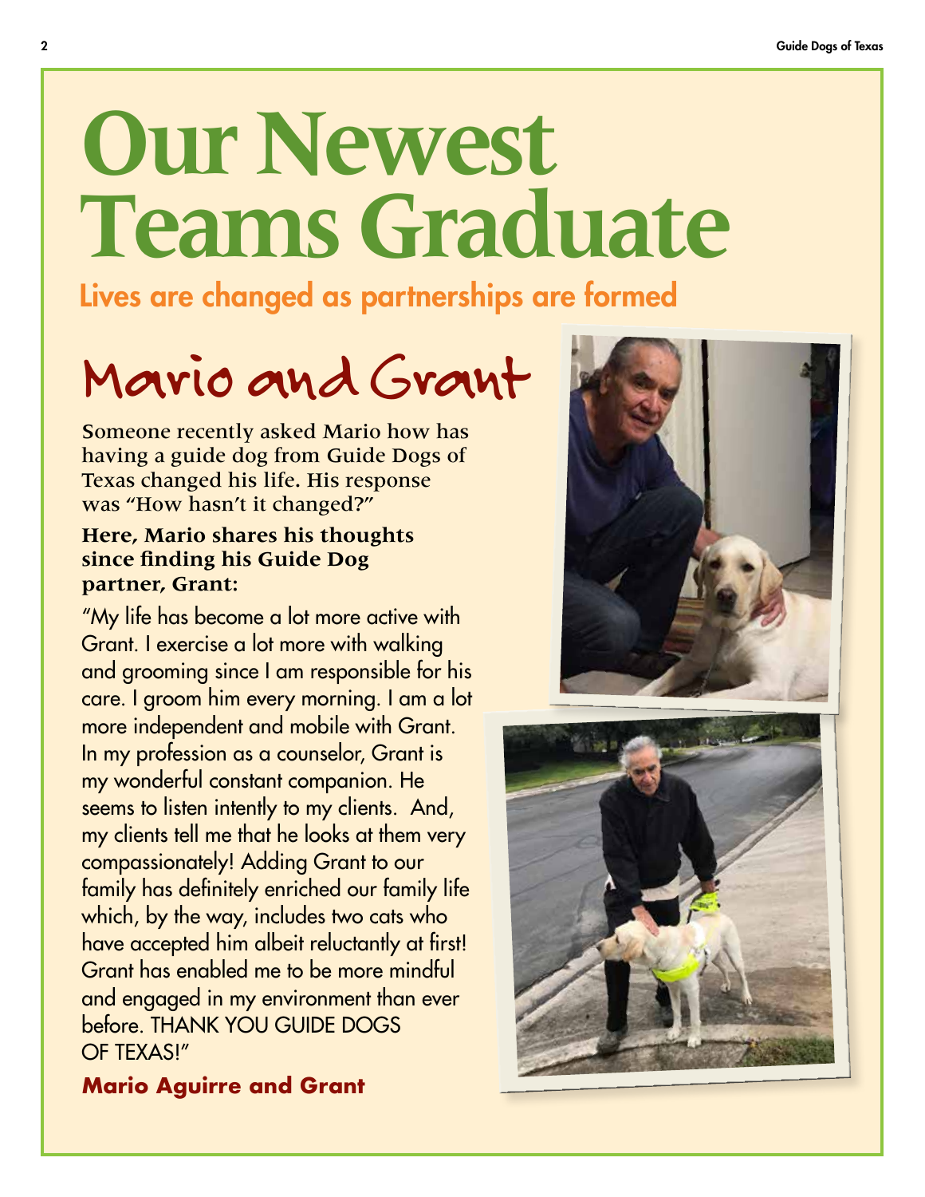# Our Newest Teams Graduate

**Lives are changed as partnerships are formed**

## Mario and Grant

Someone recently asked Mario how has having a guide dog from Guide Dogs of Texas changed his life. His response was "How hasn't it changed?"

**Here, Mario shares his thoughts since finding his Guide Dog partner, Grant:**

"My life has become a lot more active with Grant. I exercise a lot more with walking and grooming since I am responsible for his care. I groom him every morning. I am a lot more independent and mobile with Grant. In my profession as a counselor, Grant is my wonderful constant companion. He seems to listen intently to my clients. And, my clients tell me that he looks at them very compassionately! Adding Grant to our family has definitely enriched our family life which, by the way, includes two cats who have accepted him albeit reluctantly at first! Grant has enabled me to be more mindful and engaged in my environment than ever before. THANK YOU GUIDE DOGS OF TEXAS!"

**Mario Aguirre and Grant**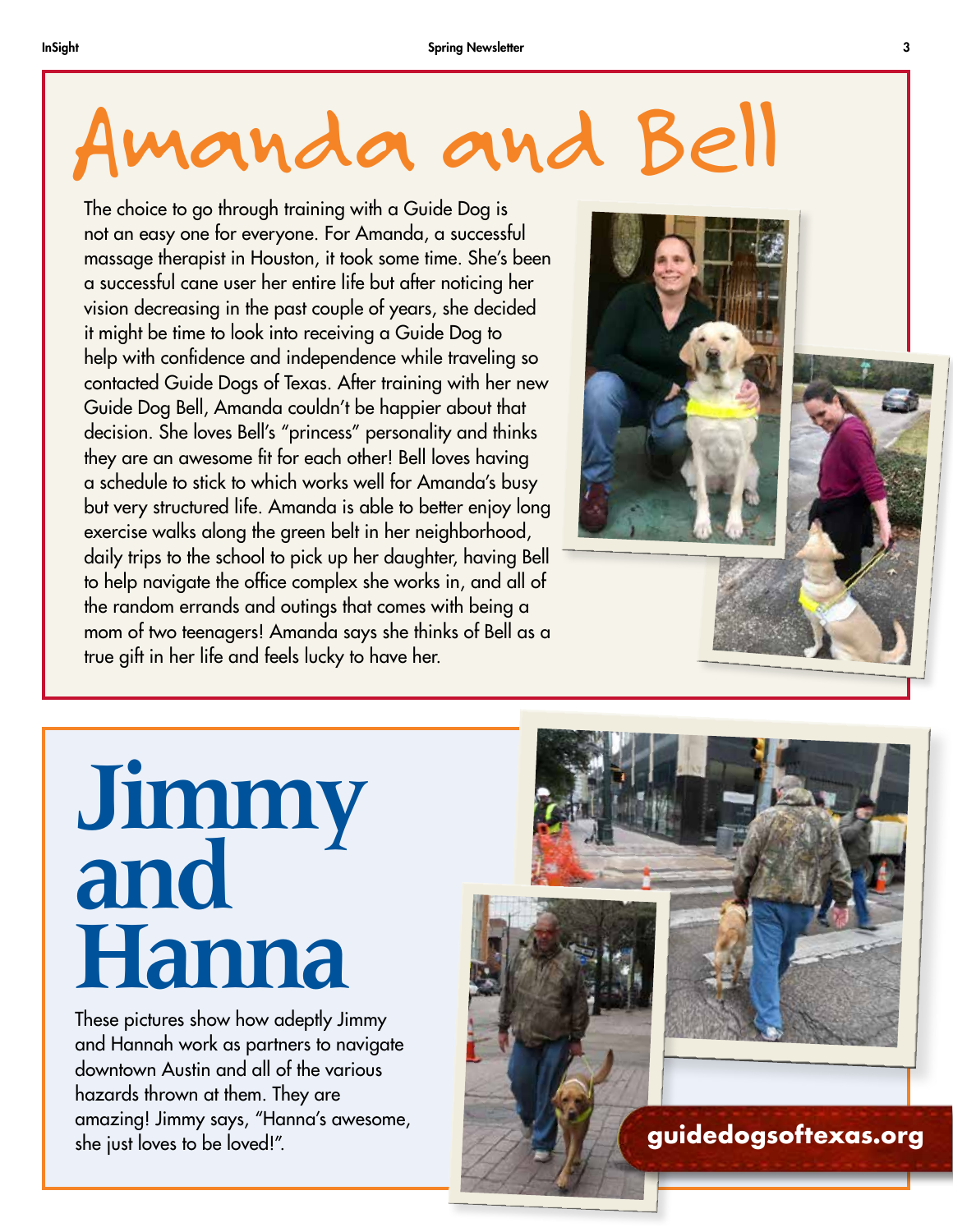# Amanda and Bell

The choice to go through training with a Guide Dog is not an easy one for everyone. For Amanda, a successful massage therapist in Houston, it took some time. She's been a successful cane user her entire life but after noticing her vision decreasing in the past couple of years, she decided it might be time to look into receiving a Guide Dog to help with confidence and independence while traveling so contacted Guide Dogs of Texas. After training with her new Guide Dog Bell, Amanda couldn't be happier about that decision. She loves Bell's "princess" personality and thinks they are an awesome fit for each other! Bell loves having a schedule to stick to which works well for Amanda's busy but very structured life. Amanda is able to better enjoy long exercise walks along the green belt in her neighborhood, daily trips to the school to pick up her daughter, having Bell to help navigate the office complex she works in, and all of the random errands and outings that comes with being a mom of two teenagers! Amanda says she thinks of Bell as a true gift in her life and feels lucky to have her.

# Jimmy and Hanna

These pictures show how adeptly Jimmy and Hannah work as partners to navigate downtown Austin and all of the various hazards thrown at them. They are amazing! Jimmy says, "Hanna's awesome, she just loves to be loved!".

**guidedogsoftexas.org**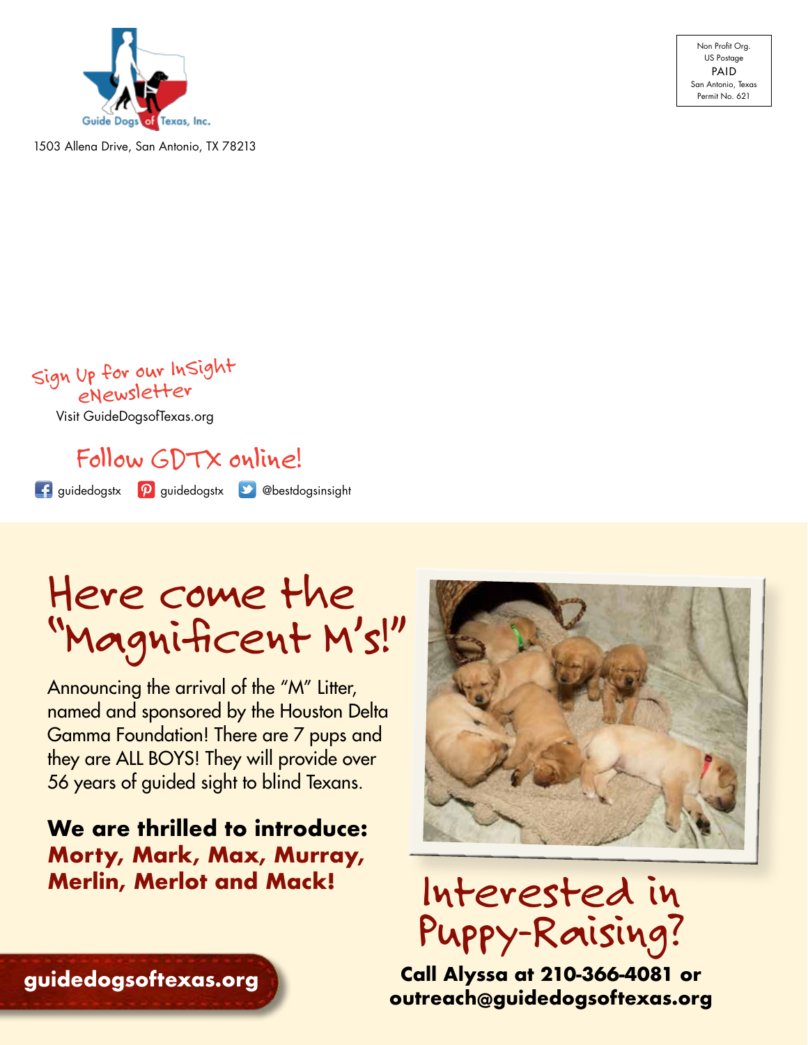Guide Dogs of Texas, Inc.

1503 Allena Drive, San Antonio, TX 78213

Non Profit Org.
US Postage
PAID
San Antonio, Texas
Permit No. 621

Sign Up for our InSight eNewsletter

Visit GuideDogsofTexas.org

Follow GDTX online!

guidedogstx guidedogstx @bestdogsinsight

# Here come the "Magnificent M's!"

Announcing the arrival of the "M" Litter, named and sponsored by the Houston Delta Gamma Foundation! There are 7 pups and they are ALL BOYS! They will provide over 56 years of guided sight to blind Texans.

**We are thrilled to introduce:**
**Morty, Mark, Max, Murray, Merlin, Merlot and Mack!**

## Interested in Puppy-Raising?

**Call Alyssa at 210-366-4081 or outreach@guidedogsoftexas.org**

**guidedogsoftexas.org**